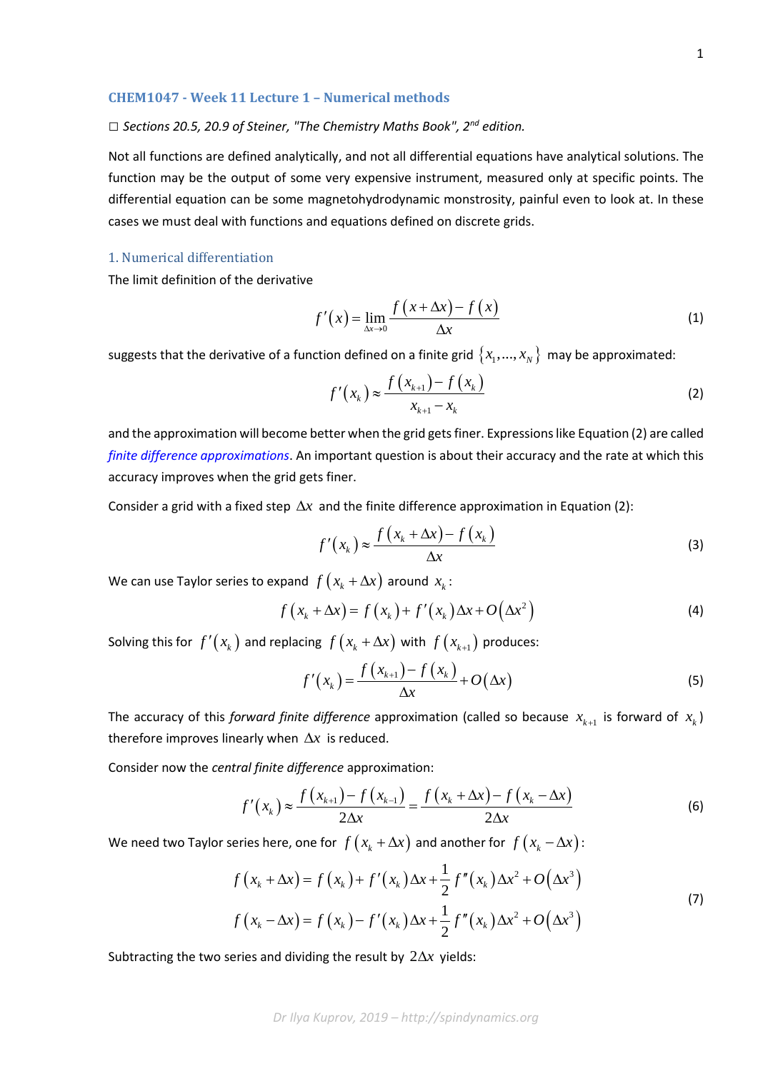## CHEM1047 - Week 11 Lecture 1 – Numerical methods

□ *Sections 20.5, 20.9 of Steiner, "The Chemistry Maths Book", 2nd edition.*

Not all functions are defined analytically, and not all differential equations have analytical solutions. The function may be the output of some very expensive instrument, measured only at specific points. The differential equation can be some magnetohydrodynamic monstrosity, painful even to look at. In these cases we must deal with functions and equations defined on discrete grids.

### 1. Numerical differentiation

The limit definition of the derivative

$$f'(x) = \lim_{\Delta x \to 0} \frac{f(x+\Delta x) - f(x)}{\Delta x} \tag{1}$$

suggests that the derivative of a function defined on a finite grid $\{x_1, ..., x_N\}$ may be approximated:

$$f'(x_k) \approx \frac{f(x_{k+1}) - f(x_k)}{x_{k+1} - x_k} \tag{2}$$

and the approximation will become better when the grid gets finer. Expressions like Equation (2) are called *finite difference approximations*. An important question is about their accuracy and the rate at which this accuracy improves when the grid gets finer.

Consider a grid with a fixed step $\Delta x$ and the finite difference approximation in Equation (2):

$$f'(x_k) \approx \frac{f(x_k + \Delta x) - f(x_k)}{\Delta x} \tag{3}$$

We can use Taylor series to expand $f(x_k + \Delta x)$ around $x_k$:

$$f(x_k + \Delta x) = f(x_k) + f'(x_k)\Delta x + O(\Delta x^2) \tag{4}$$

Solving this for $f'(x_k)$ and replacing $f(x_k + \Delta x)$ with $f(x_{k+1})$ produces:

$$f'(x_k) = \frac{f(x_{k+1}) - f(x_k)}{\Delta x} + O(\Delta x) \tag{5}$$

The accuracy of this *forward finite difference* approximation (called so because $x_{k+1}$ is forward of $x_k$) therefore improves linearly when $\Delta x$ is reduced.

Consider now the *central finite difference* approximation:

$$f'(x_k) \approx \frac{f(x_{k+1}) - f(x_{k-1})}{2\Delta x} = \frac{f(x_k + \Delta x) - f(x_k - \Delta x)}{2\Delta x} \tag{6}$$

We need two Taylor series here, one for $f(x_k + \Delta x)$ and another for $f(x_k - \Delta x)$:

$$\begin{aligned} f(x_k + \Delta x) &= f(x_k) + f'(x_k)\Delta x + \frac{1}{2} f''(x_k)\Delta x^2 + O(\Delta x^3) \\ f(x_k - \Delta x) &= f(x_k) - f'(x_k)\Delta x + \frac{1}{2} f''(x_k)\Delta x^2 + O(\Delta x^3) \end{aligned} \tag{7}$$

Subtracting the two series and dividing the result by $2\Delta x$ yields: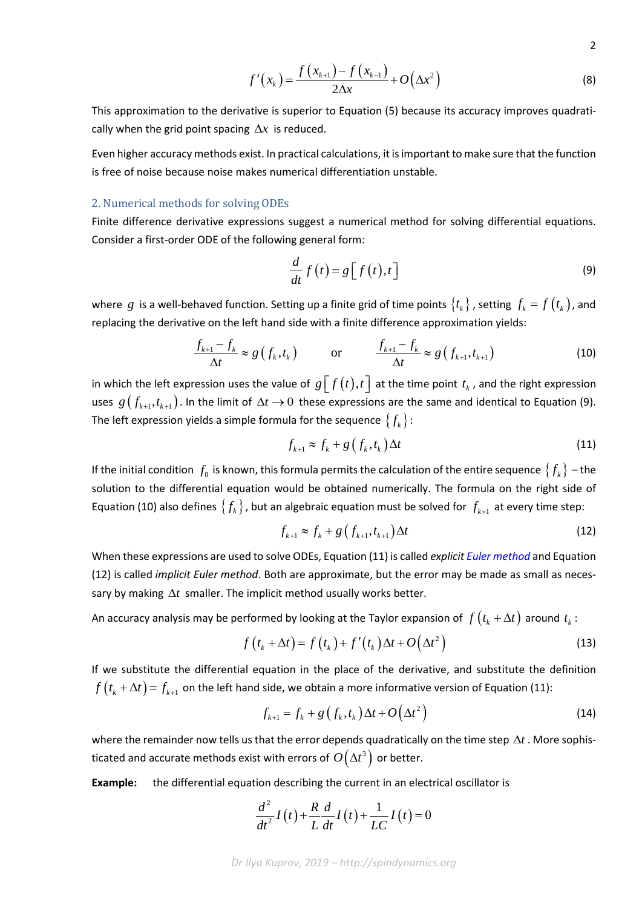$$f'(x_k) = \frac{f(x_{k+1}) - f(x_{k-1})}{2\Delta x} + O(\Delta x^2) \tag{8}$$

This approximation to the derivative is superior to Equation (5) because its accuracy improves quadratically when the grid point spacing $\Delta x$ is reduced.

Even higher accuracy methods exist. In practical calculations, it is important to make sure that the function is free of noise because noise makes numerical differentiation unstable.

## 2. Numerical methods for solving ODEs

Finite difference derivative expressions suggest a numerical method for solving differential equations. Consider a first-order ODE of the following general form:

$$\frac{d}{dt} f(t) = g\left[ f(t), t \right] \tag{9}$$

where $g$ is a well-behaved function. Setting up a finite grid of time points $\{t_k\}$, setting $f_k = f(t_k)$, and replacing the derivative on the left hand side with a finite difference approximation yields:

$$\frac{f_{k+1} - f_k}{\Delta t} \approx g(f_k, t_k) \qquad \text{or} \qquad \frac{f_{k+1} - f_k}{\Delta t} \approx g(f_{k+1}, t_{k+1}) \tag{10}$$

in which the left expression uses the value of $g\left[ f(t), t \right]$ at the time point $t_k$, and the right expression uses $g(f_{k+1}, t_{k+1})$. In the limit of $\Delta t \to 0$ these expressions are the same and identical to Equation (9). The left expression yields a simple formula for the sequence $\{f_k\}$:

$$f_{k+1} \approx f_k + g(f_k, t_k)\Delta t \tag{11}$$

If the initial condition $f_0$ is known, this formula permits the calculation of the entire sequence $\{f_k\}$ – the solution to the differential equation would be obtained numerically. The formula on the right side of Equation (10) also defines $\{f_k\}$, but an algebraic equation must be solved for $f_{k+1}$ at every time step:

$$f_{k+1} \approx f_k + g(f_{k+1}, t_{k+1})\Delta t \tag{12}$$

When these expressions are used to solve ODEs, Equation (11) is called *explicit Euler method* and Equation (12) is called *implicit Euler method*. Both are approximate, but the error may be made as small as necessary by making $\Delta t$ smaller. The implicit method usually works better.

An accuracy analysis may be performed by looking at the Taylor expansion of $f(t_k + \Delta t)$ around $t_k$:

$$f(t_k + \Delta t) = f(t_k) + f'(t_k)\Delta t + O(\Delta t^2) \tag{13}$$

If we substitute the differential equation in the place of the derivative, and substitute the definition $f(t_k + \Delta t) = f_{k+1}$ on the left hand side, we obtain a more informative version of Equation (11):

$$f_{k+1} = f_k + g(f_k, t_k)\Delta t + O(\Delta t^2) \tag{14}$$

where the remainder now tells us that the error depends quadratically on the time step $\Delta t$. More sophisticated and accurate methods exist with errors of $O(\Delta t^3)$ or better.

**Example:** the differential equation describing the current in an electrical oscillator is

$$\frac{d^2}{dt^2} I(t) + \frac{R}{L}\frac{d}{dt} I(t) + \frac{1}{LC} I(t) = 0$$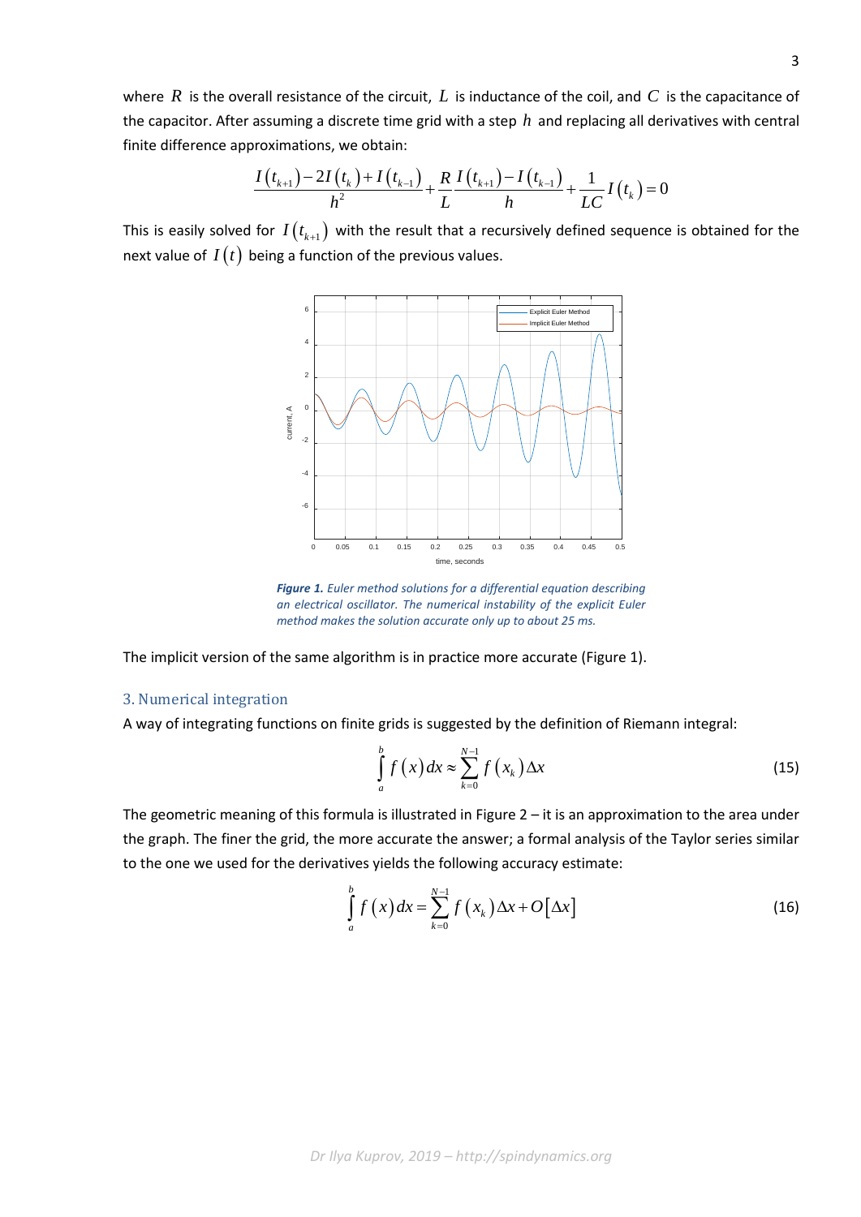where $R$ is the overall resistance of the circuit, $L$ is inductance of the coil, and $C$ is the capacitance of the capacitor. After assuming a discrete time grid with a step $h$ and replacing all derivatives with central finite difference approximations, we obtain:

$$\frac{I(t_{k+1})-2I(t_k)+I(t_{k-1})}{h^2}+\frac{R}{L}\frac{I(t_{k+1})-I(t_{k-1})}{h}+\frac{1}{LC}I(t_k)=0$$

This is easily solved for $I(t_{k+1})$ with the result that a recursively defined sequence is obtained for the next value of $I(t)$ being a function of the previous values.

***Figure 1.*** *Euler method solutions for a differential equation describing an electrical oscillator. The numerical instability of the explicit Euler method makes the solution accurate only up to about 25 ms.*

The implicit version of the same algorithm is in practice more accurate (Figure 1).

## 3. Numerical integration

A way of integrating functions on finite grids is suggested by the definition of Riemann integral:

$$\int_a^b f(x)\,dx \approx \sum_{k=0}^{N-1} f(x_k)\Delta x \tag{15}$$

The geometric meaning of this formula is illustrated in Figure 2 – it is an approximation to the area under the graph. The finer the grid, the more accurate the answer; a formal analysis of the Taylor series similar to the one we used for the derivatives yields the following accuracy estimate:

$$\int_a^b f(x)\,dx = \sum_{k=0}^{N-1} f(x_k)\Delta x + O[\Delta x] \tag{16}$$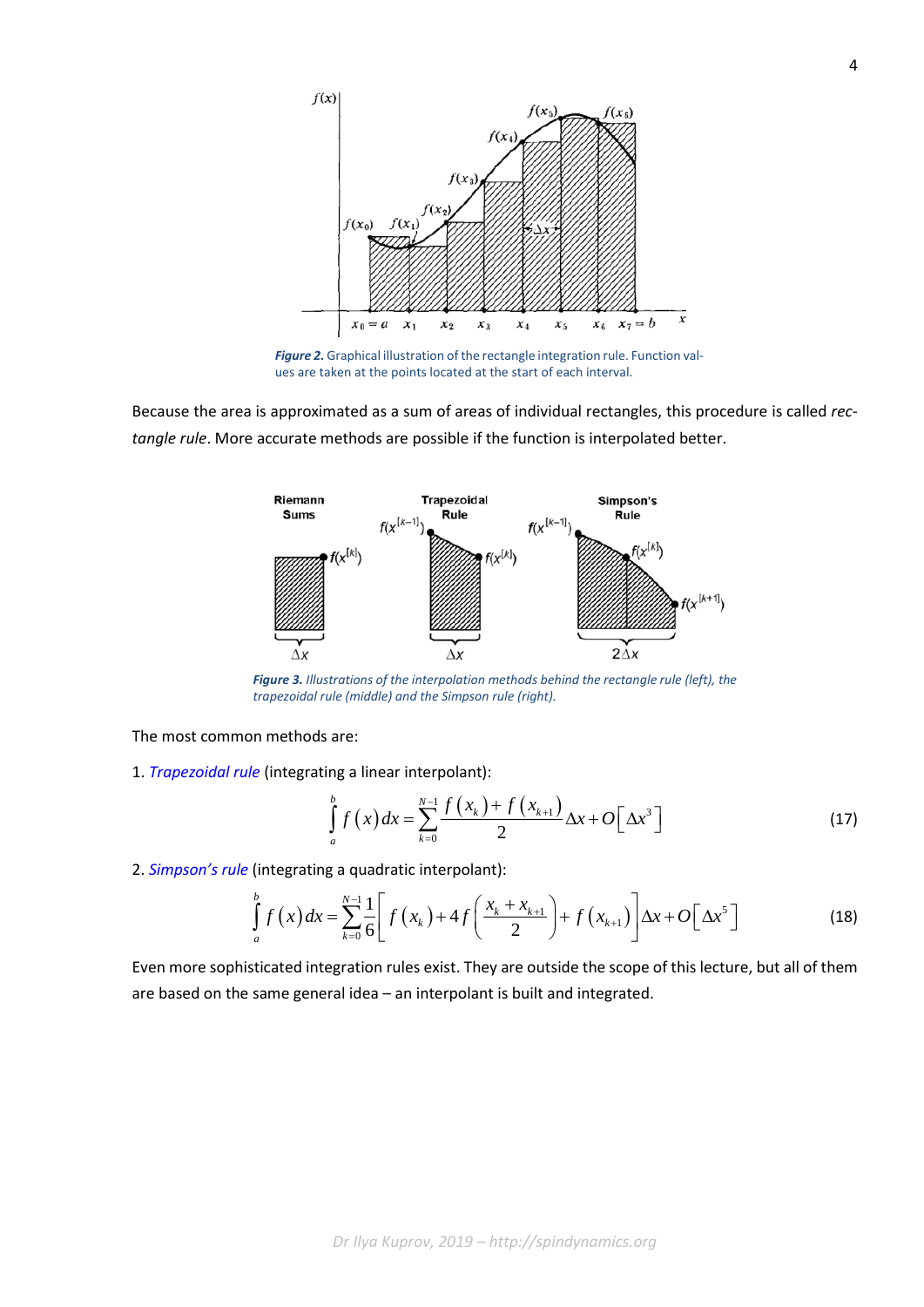*Figure 2.* Graphical illustration of the rectangle integration rule. Function values are taken at the points located at the start of each interval.

Because the area is approximated as a sum of areas of individual rectangles, this procedure is called *rectangle rule*. More accurate methods are possible if the function is interpolated better.

***Figure 3.*** *Illustrations of the interpolation methods behind the rectangle rule (left), the trapezoidal rule (middle) and the Simpson rule (right).*

The most common methods are:

1. *Trapezoidal rule* (integrating a linear interpolant):

$$\int_a^b f(x)\,dx = \sum_{k=0}^{N-1} \frac{f(x_k)+f(x_{k+1})}{2}\Delta x + O\left[\Delta x^3\right] \tag{17}$$

2. *Simpson's rule* (integrating a quadratic interpolant):

$$\int_a^b f(x)\,dx = \sum_{k=0}^{N-1} \frac{1}{6}\left[ f(x_k) + 4f\left(\frac{x_k+x_{k+1}}{2}\right) + f(x_{k+1})\right]\Delta x + O\left[\Delta x^5\right] \tag{18}$$

Even more sophisticated integration rules exist. They are outside the scope of this lecture, but all of them are based on the same general idea – an interpolant is built and integrated.